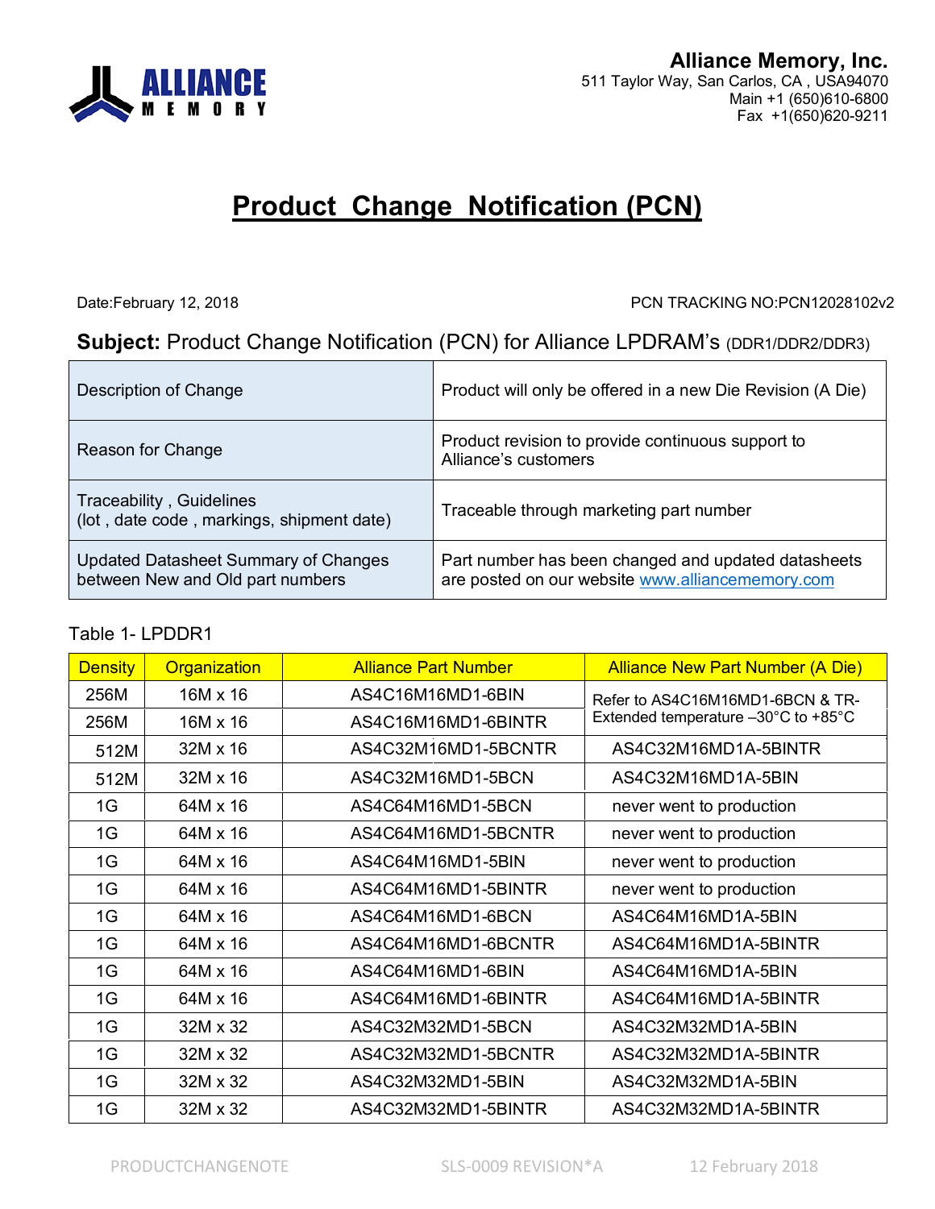**Alliance Memory, Inc.**
511 Taylor Way, San Carlos, CA , USA94070
Main +1 (650)610-6800
Fax +1(650)620-9211

# Product Change Notification (PCN)

Date:February 12, 2018

PCN TRACKING NO:PCN12028102v2

**Subject:** Product Change Notification (PCN) for Alliance LPDRAM's (DDR1/DDR2/DDR3)

| | |
|---|---|
| Description of Change | Product will only be offered in a new Die Revision (A Die) |
| Reason for Change | Product revision to provide continuous support to Alliance's customers |
| Traceability , Guidelines (lot , date code , markings, shipment date) | Traceable through marketing part number |
| Updated Datasheet Summary of Changes between New and Old part numbers | Part number has been changed and updated datasheets are posted on our website www.alliancememory.com |

Table 1- LPDDR1

| Density | Organization | Alliance Part Number | Alliance New Part Number (A Die) |
|---|---|---|---|
| 256M | 16M x 16 | AS4C16M16MD1-6BIN | Refer to AS4C16M16MD1-6BCN & TR- Extended temperature –30°C to +85°C |
| 256M | 16M x 16 | AS4C16M16MD1-6BINTR | |
| 512M | 32M x 16 | AS4C32M16MD1-5BCNTR | AS4C32M16MD1A-5BINTR |
| 512M | 32M x 16 | AS4C32M16MD1-5BCN | AS4C32M16MD1A-5BIN |
| 1G | 64M x 16 | AS4C64M16MD1-5BCN | never went to production |
| 1G | 64M x 16 | AS4C64M16MD1-5BCNTR | never went to production |
| 1G | 64M x 16 | AS4C64M16MD1-5BIN | never went to production |
| 1G | 64M x 16 | AS4C64M16MD1-5BINTR | never went to production |
| 1G | 64M x 16 | AS4C64M16MD1-6BCN | AS4C64M16MD1A-5BIN |
| 1G | 64M x 16 | AS4C64M16MD1-6BCNTR | AS4C64M16MD1A-5BINTR |
| 1G | 64M x 16 | AS4C64M16MD1-6BIN | AS4C64M16MD1A-5BIN |
| 1G | 64M x 16 | AS4C64M16MD1-6BINTR | AS4C64M16MD1A-5BINTR |
| 1G | 32M x 32 | AS4C32M32MD1-5BCN | AS4C32M32MD1A-5BIN |
| 1G | 32M x 32 | AS4C32M32MD1-5BCNTR | AS4C32M32MD1A-5BINTR |
| 1G | 32M x 32 | AS4C32M32MD1-5BIN | AS4C32M32MD1A-5BIN |
| 1G | 32M x 32 | AS4C32M32MD1-5BINTR | AS4C32M32MD1A-5BINTR |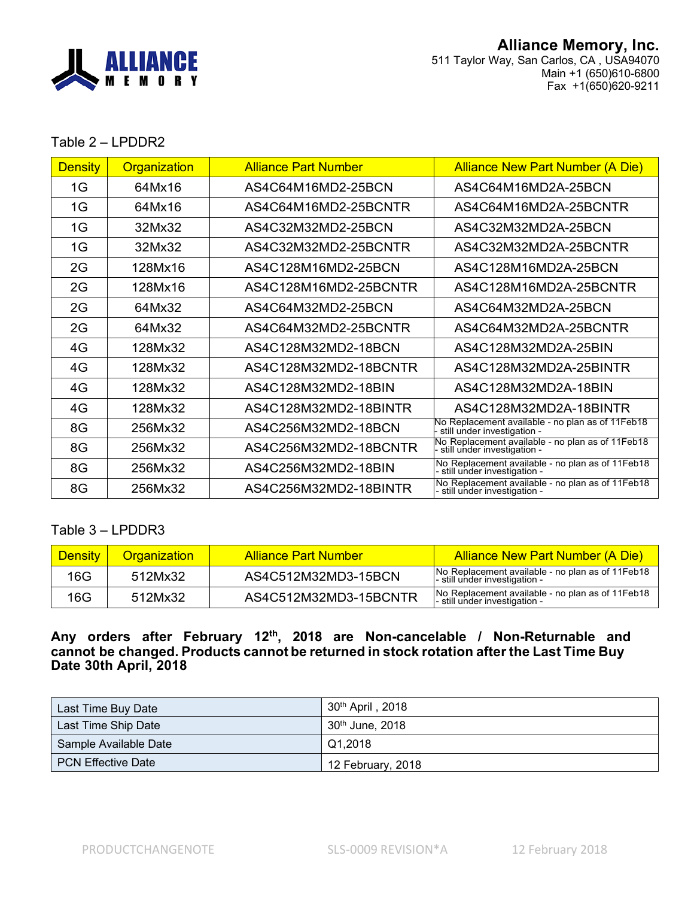Table 2 – LPDDR2

| Density | Organization | Alliance Part Number | Alliance New Part Number (A Die) |
|---|---|---|---|
| 1G | 64Mx16 | AS4C64M16MD2-25BCN | AS4C64M16MD2A-25BCN |
| 1G | 64Mx16 | AS4C64M16MD2-25BCNTR | AS4C64M16MD2A-25BCNTR |
| 1G | 32Mx32 | AS4C32M32MD2-25BCN | AS4C32M32MD2A-25BCN |
| 1G | 32Mx32 | AS4C32M32MD2-25BCNTR | AS4C32M32MD2A-25BCNTR |
| 2G | 128Mx16 | AS4C128M16MD2-25BCN | AS4C128M16MD2A-25BCN |
| 2G | 128Mx16 | AS4C128M16MD2-25BCNTR | AS4C128M16MD2A-25BCNTR |
| 2G | 64Mx32 | AS4C64M32MD2-25BCN | AS4C64M32MD2A-25BCN |
| 2G | 64Mx32 | AS4C64M32MD2-25BCNTR | AS4C64M32MD2A-25BCNTR |
| 4G | 128Mx32 | AS4C128M32MD2-18BCN | AS4C128M32MD2A-25BIN |
| 4G | 128Mx32 | AS4C128M32MD2-18BCNTR | AS4C128M32MD2A-25BINTR |
| 4G | 128Mx32 | AS4C128M32MD2-18BIN | AS4C128M32MD2A-18BIN |
| 4G | 128Mx32 | AS4C128M32MD2-18BINTR | AS4C128M32MD2A-18BINTR |
| 8G | 256Mx32 | AS4C256M32MD2-18BCN | No Replacement available - no plan as of 11Feb18 - still under investigation - |
| 8G | 256Mx32 | AS4C256M32MD2-18BCNTR | No Replacement available - no plan as of 11Feb18 - still under investigation - |
| 8G | 256Mx32 | AS4C256M32MD2-18BIN | No Replacement available - no plan as of 11Feb18 - still under investigation - |
| 8G | 256Mx32 | AS4C256M32MD2-18BINTR | No Replacement available - no plan as of 11Feb18 - still under investigation - |

Table 3 – LPDDR3

| Density | Organization | Alliance Part Number | Alliance New Part Number (A Die) |
|---|---|---|---|
| 16G | 512Mx32 | AS4C512M32MD3-15BCN | No Replacement available - no plan as of 11Feb18 - still under investigation - |
| 16G | 512Mx32 | AS4C512M32MD3-15BCNTR | No Replacement available - no plan as of 11Feb18 - still under investigation - |

**Any orders after February 12th, 2018 are Non-cancelable / Non-Returnable and cannot be changed. Products cannot be returned in stock rotation after the Last Time Buy Date 30th April, 2018**

| | |
|---|---|
| Last Time Buy Date | 30th April , 2018 |
| Last Time Ship Date | 30th June, 2018 |
| Sample Available Date | Q1,2018 |
| PCN Effective Date | 12 February, 2018 |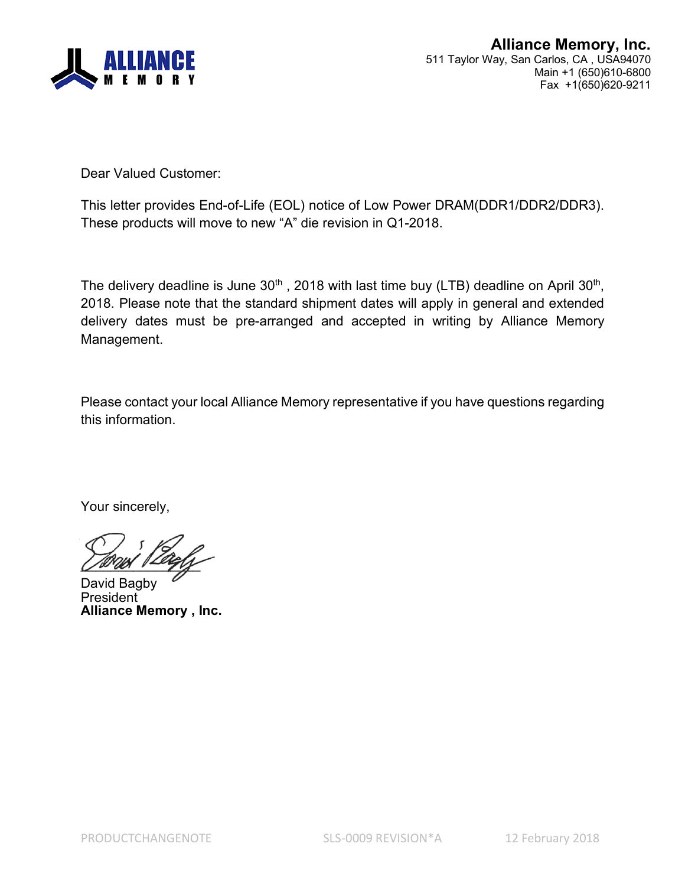**Alliance Memory, Inc.**
511 Taylor Way, San Carlos, CA , USA94070
Main +1 (650)610-6800
Fax +1(650)620-9211

Dear Valued Customer:

This letter provides End-of-Life (EOL) notice of Low Power DRAM(DDR1/DDR2/DDR3). These products will move to new "A" die revision in Q1-2018.

The delivery deadline is June 30th , 2018 with last time buy (LTB) deadline on April 30th, 2018. Please note that the standard shipment dates will apply in general and extended delivery dates must be pre-arranged and accepted in writing by Alliance Memory Management.

Please contact your local Alliance Memory representative if you have questions regarding this information.

Your sincerely,

David Bagby
President
**Alliance Memory , Inc.**

PRODUCTCHANGENOTE SLS-0009 REVISION*A 12 February 2018